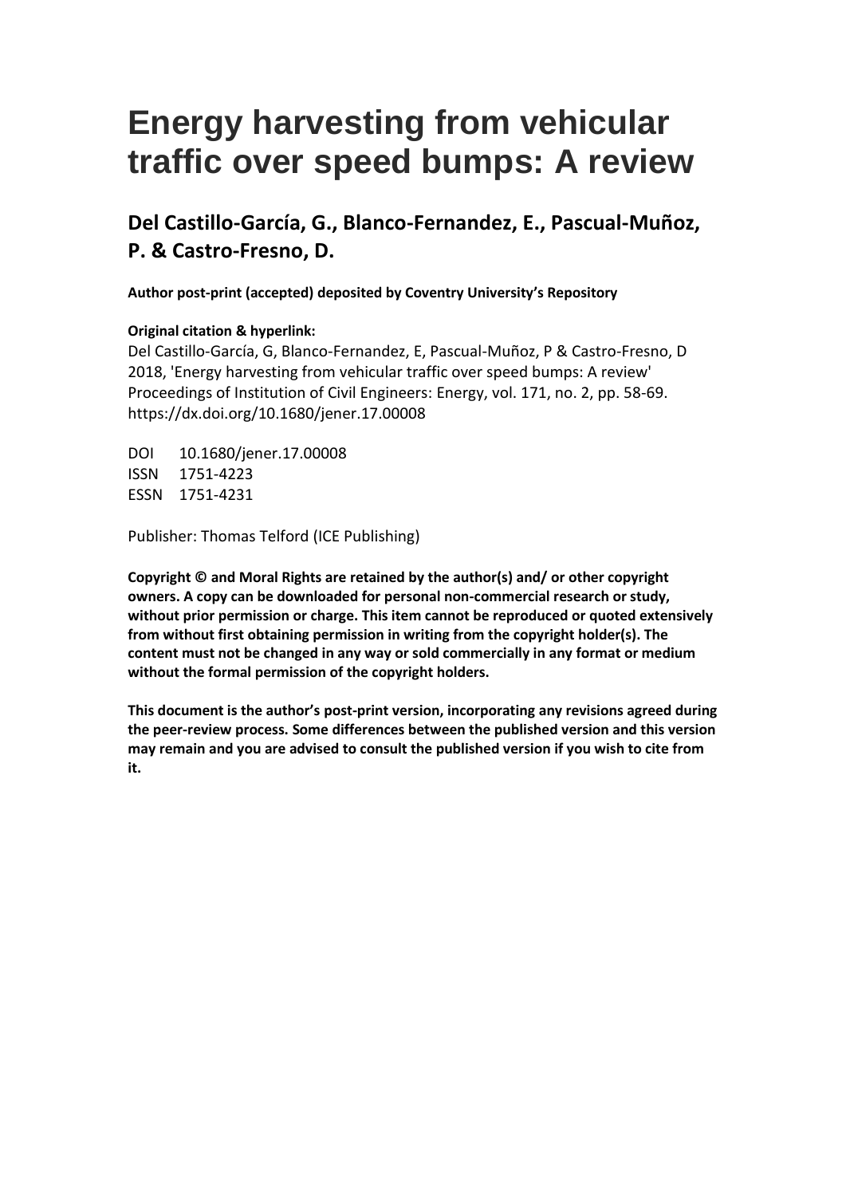# Energy harvesting from vehicular traffic over speed bumps: A review

## Del Castillo-García, G., Blanco-Fernandez, E., Pascual-Muñoz, P. & Castro-Fresno, D.

**Author post-print (accepted) deposited by Coventry University's Repository**

**Original citation & hyperlink:**

Del Castillo-García, G, Blanco-Fernandez, E, Pascual-Muñoz, P & Castro-Fresno, D 2018, 'Energy harvesting from vehicular traffic over speed bumps: A review' Proceedings of Institution of Civil Engineers: Energy, vol. 171, no. 2, pp. 58-69. https://dx.doi.org/10.1680/jener.17.00008

DOI 10.1680/jener.17.00008
ISSN 1751-4223
ESSN 1751-4231

Publisher: Thomas Telford (ICE Publishing)

**Copyright © and Moral Rights are retained by the author(s) and/ or other copyright owners. A copy can be downloaded for personal non-commercial research or study, without prior permission or charge. This item cannot be reproduced or quoted extensively from without first obtaining permission in writing from the copyright holder(s). The content must not be changed in any way or sold commercially in any format or medium without the formal permission of the copyright holders.**

**This document is the author's post-print version, incorporating any revisions agreed during the peer-review process. Some differences between the published version and this version may remain and you are advised to consult the published version if you wish to cite from it.**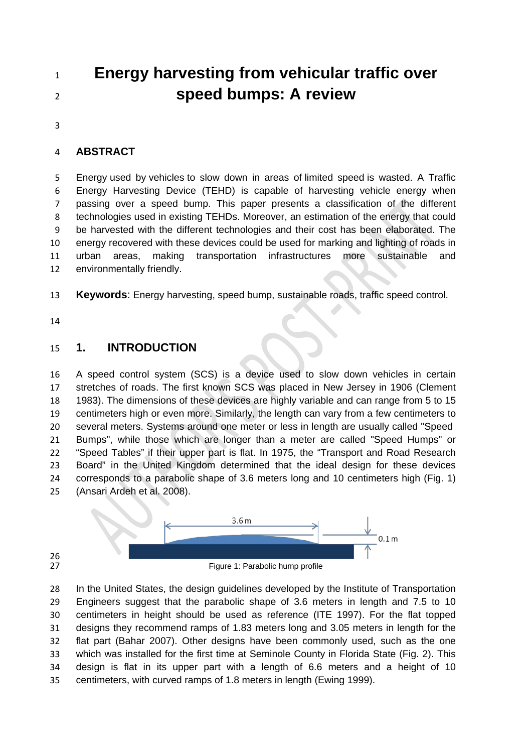# Energy harvesting from vehicular traffic over speed bumps: A review

## ABSTRACT

Energy used by vehicles to slow down in areas of limited speed is wasted. A Traffic Energy Harvesting Device (TEHD) is capable of harvesting vehicle energy when passing over a speed bump. This paper presents a classification of the different technologies used in existing TEHDs. Moreover, an estimation of the energy that could be harvested with the different technologies and their cost has been elaborated. The energy recovered with these devices could be used for marking and lighting of roads in urban areas, making transportation infrastructures more sustainable and environmentally friendly.

**Keywords**: Energy harvesting, speed bump, sustainable roads, traffic speed control.

## 1. INTRODUCTION

A speed control system (SCS) is a device used to slow down vehicles in certain stretches of roads. The first known SCS was placed in New Jersey in 1906 (Clement 1983). The dimensions of these devices are highly variable and can range from 5 to 15 centimeters high or even more. Similarly, the length can vary from a few centimeters to several meters. Systems around one meter or less in length are usually called "Speed Bumps", while those which are longer than a meter are called "Speed Humps" or "Speed Tables" if their upper part is flat. In 1975, the "Transport and Road Research Board" in the United Kingdom determined that the ideal design for these devices corresponds to a parabolic shape of 3.6 meters long and 10 centimeters high (Fig. 1) (Ansari Ardeh et al. 2008).

Figure 1: Parabolic hump profile

In the United States, the design guidelines developed by the Institute of Transportation Engineers suggest that the parabolic shape of 3.6 meters in length and 7.5 to 10 centimeters in height should be used as reference (ITE 1997). For the flat topped designs they recommend ramps of 1.83 meters long and 3.05 meters in length for the flat part (Bahar 2007). Other designs have been commonly used, such as the one which was installed for the first time at Seminole County in Florida State (Fig. 2). This design is flat in its upper part with a length of 6.6 meters and a height of 10 centimeters, with curved ramps of 1.8 meters in length (Ewing 1999).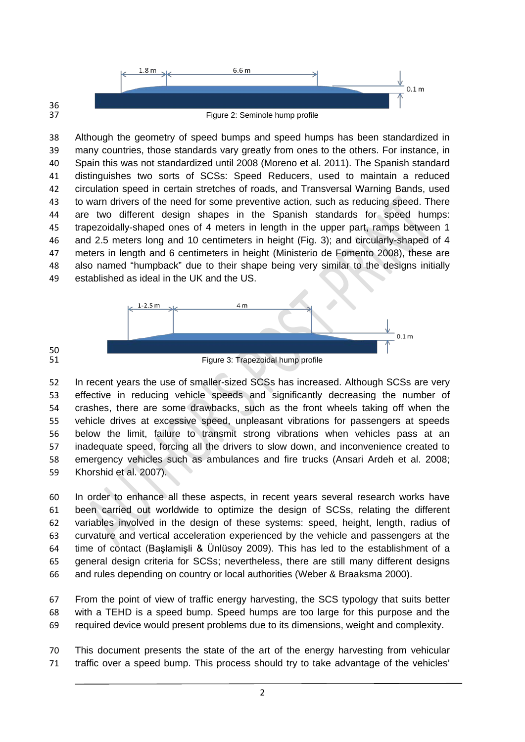Figure 2: Seminole hump profile

Although the geometry of speed bumps and speed humps has been standardized in many countries, those standards vary greatly from ones to the others. For instance, in Spain this was not standardized until 2008 (Moreno et al. 2011). The Spanish standard distinguishes two sorts of SCSs: Speed Reducers, used to maintain a reduced circulation speed in certain stretches of roads, and Transversal Warning Bands, used to warn drivers of the need for some preventive action, such as reducing speed. There are two different design shapes in the Spanish standards for speed humps: trapezoidally-shaped ones of 4 meters in length in the upper part, ramps between 1 and 2.5 meters long and 10 centimeters in height (Fig. 3); and circularly-shaped of 4 meters in length and 6 centimeters in height (Ministerio de Fomento 2008), these are also named "humpback" due to their shape being very similar to the designs initially established as ideal in the UK and the US.

Figure 3: Trapezoidal hump profile

In recent years the use of smaller-sized SCSs has increased. Although SCSs are very effective in reducing vehicle speeds and significantly decreasing the number of crashes, there are some drawbacks, such as the front wheels taking off when the vehicle drives at excessive speed, unpleasant vibrations for passengers at speeds below the limit, failure to transmit strong vibrations when vehicles pass at an inadequate speed, forcing all the drivers to slow down, and inconvenience created to emergency vehicles such as ambulances and fire trucks (Ansari Ardeh et al. 2008; Khorshid et al. 2007).

In order to enhance all these aspects, in recent years several research works have been carried out worldwide to optimize the design of SCSs, relating the different variables involved in the design of these systems: speed, height, length, radius of curvature and vertical acceleration experienced by the vehicle and passengers at the time of contact (Başlamişli & Ünlüsoy 2009). This has led to the establishment of a general design criteria for SCSs; nevertheless, there are still many different designs and rules depending on country or local authorities (Weber & Braaksma 2000).

From the point of view of traffic energy harvesting, the SCS typology that suits better with a TEHD is a speed bump. Speed humps are too large for this purpose and the required device would present problems due to its dimensions, weight and complexity.

This document presents the state of the art of the energy harvesting from vehicular traffic over a speed bump. This process should try to take advantage of the vehicles'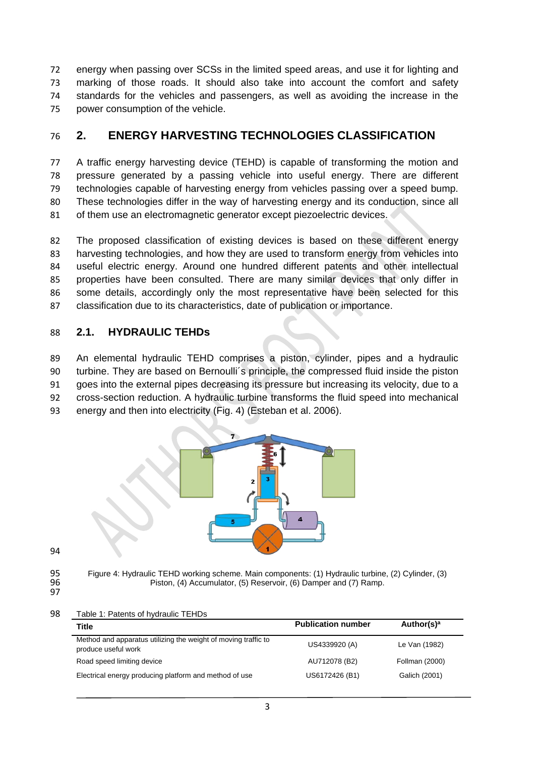energy when passing over SCSs in the limited speed areas, and use it for lighting and marking of those roads. It should also take into account the comfort and safety standards for the vehicles and passengers, as well as avoiding the increase in the power consumption of the vehicle.

## 2. ENERGY HARVESTING TECHNOLOGIES CLASSIFICATION

A traffic energy harvesting device (TEHD) is capable of transforming the motion and pressure generated by a passing vehicle into useful energy. There are different technologies capable of harvesting energy from vehicles passing over a speed bump. These technologies differ in the way of harvesting energy and its conduction, since all of them use an electromagnetic generator except piezoelectric devices.

The proposed classification of existing devices is based on these different energy harvesting technologies, and how they are used to transform energy from vehicles into useful electric energy. Around one hundred different patents and other intellectual properties have been consulted. There are many similar devices that only differ in some details, accordingly only the most representative have been selected for this classification due to its characteristics, date of publication or importance.

### 2.1. HYDRAULIC TEHDs

An elemental hydraulic TEHD comprises a piston, cylinder, pipes and a hydraulic turbine. They are based on Bernoulli´s principle, the compressed fluid inside the piston goes into the external pipes decreasing its pressure but increasing its velocity, due to a cross-section reduction. A hydraulic turbine transforms the fluid speed into mechanical energy and then into electricity (Fig. 4) (Esteban et al. 2006).

Figure 4: Hydraulic TEHD working scheme. Main components: (1) Hydraulic turbine, (2) Cylinder, (3) Piston, (4) Accumulator, (5) Reservoir, (6) Damper and (7) Ramp.

Table 1: Patents of hydraulic TEHDs

| Title | Publication number | Author(s)[a] |
|---|---|---|
| Method and apparatus utilizing the weight of moving traffic to produce useful work | US4339920 (A) | Le Van (1982) |
| Road speed limiting device | AU712078 (B2) | Follman (2000) |
| Electrical energy producing platform and method of use | US6172426 (B1) | Galich (2001) |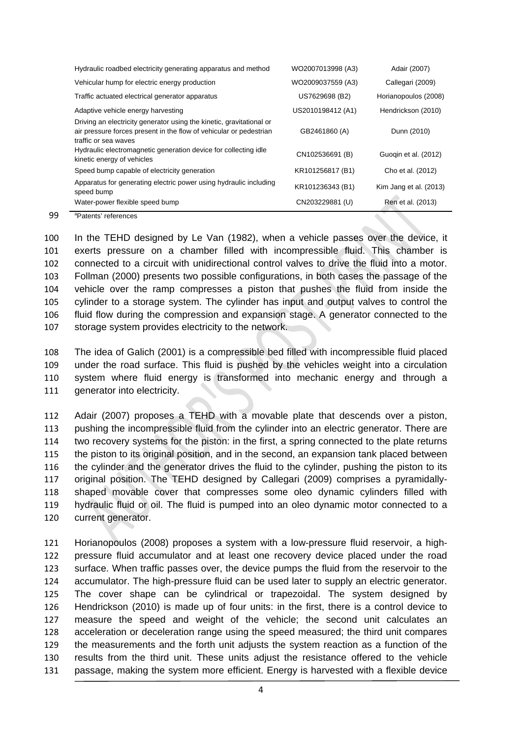| | | |
|---|---|---|
| Hydraulic roadbed electricity generating apparatus and method | WO2007013998 (A3) | Adair (2007) |
| Vehicular hump for electric energy production | WO2009037559 (A3) | Callegari (2009) |
| Traffic actuated electrical generator apparatus | US7629698 (B2) | Horianopoulos (2008) |
| Adaptive vehicle energy harvesting | US2010198412 (A1) | Hendrickson (2010) |
| Driving an electricity generator using the kinetic, gravitational or air pressure forces present in the flow of vehicular or pedestrian traffic or sea waves | GB2461860 (A) | Dunn (2010) |
| Hydraulic electromagnetic generation device for collecting idle kinetic energy of vehicles | CN102536691 (B) | Guoqin et al. (2012) |
| Speed bump capable of electricity generation | KR101256817 (B1) | Cho et al. (2012) |
| Apparatus for generating electric power using hydraulic including speed bump | KR101236343 (B1) | Kim Jang et al. (2013) |
| Water-power flexible speed bump | CN203229881 (U) | Ren et al. (2013) |

[a]Patents' references

In the TEHD designed by Le Van (1982), when a vehicle passes over the device, it exerts pressure on a chamber filled with incompressible fluid. This chamber is connected to a circuit with unidirectional control valves to drive the fluid into a motor. Follman (2000) presents two possible configurations, in both cases the passage of the vehicle over the ramp compresses a piston that pushes the fluid from inside the cylinder to a storage system. The cylinder has input and output valves to control the fluid flow during the compression and expansion stage. A generator connected to the storage system provides electricity to the network.

The idea of Galich (2001) is a compressible bed filled with incompressible fluid placed under the road surface. This fluid is pushed by the vehicles weight into a circulation system where fluid energy is transformed into mechanic energy and through a generator into electricity.

Adair (2007) proposes a TEHD with a movable plate that descends over a piston, pushing the incompressible fluid from the cylinder into an electric generator. There are two recovery systems for the piston: in the first, a spring connected to the plate returns the piston to its original position, and in the second, an expansion tank placed between the cylinder and the generator drives the fluid to the cylinder, pushing the piston to its original position. The TEHD designed by Callegari (2009) comprises a pyramidally-shaped movable cover that compresses some oleo dynamic cylinders filled with hydraulic fluid or oil. The fluid is pumped into an oleo dynamic motor connected to a current generator.

Horianopoulos (2008) proposes a system with a low-pressure fluid reservoir, a high-pressure fluid accumulator and at least one recovery device placed under the road surface. When traffic passes over, the device pumps the fluid from the reservoir to the accumulator. The high-pressure fluid can be used later to supply an electric generator. The cover shape can be cylindrical or trapezoidal. The system designed by Hendrickson (2010) is made up of four units: in the first, there is a control device to measure the speed and weight of the vehicle; the second unit calculates an acceleration or deceleration range using the speed measured; the third unit compares the measurements and the forth unit adjusts the system reaction as a function of the results from the third unit. These units adjust the resistance offered to the vehicle passage, making the system more efficient. Energy is harvested with a flexible device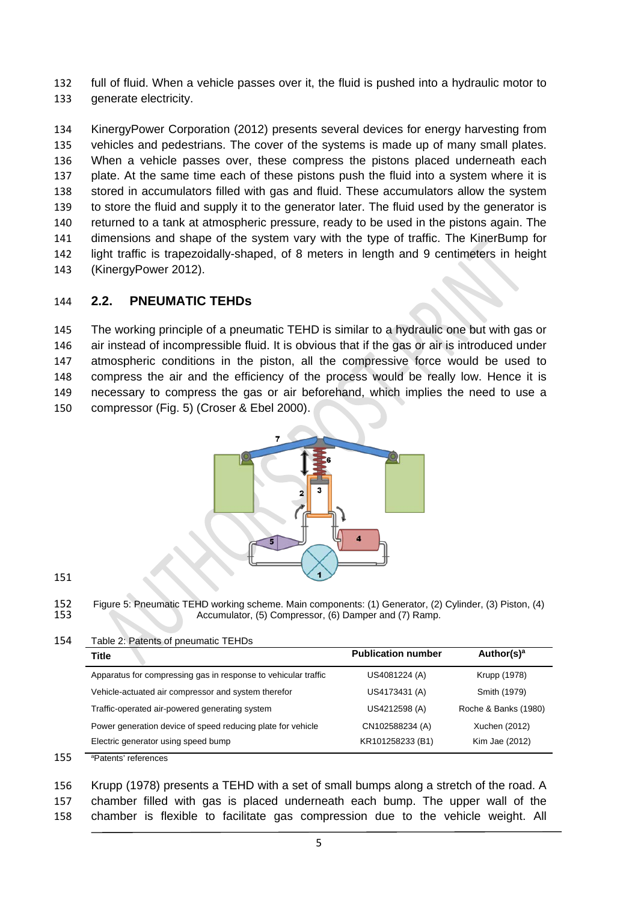full of fluid. When a vehicle passes over it, the fluid is pushed into a hydraulic motor to generate electricity.

KinergyPower Corporation (2012) presents several devices for energy harvesting from vehicles and pedestrians. The cover of the systems is made up of many small plates. When a vehicle passes over, these compress the pistons placed underneath each plate. At the same time each of these pistons push the fluid into a system where it is stored in accumulators filled with gas and fluid. These accumulators allow the system to store the fluid and supply it to the generator later. The fluid used by the generator is returned to a tank at atmospheric pressure, ready to be used in the pistons again. The dimensions and shape of the system vary with the type of traffic. The KinerBump for light traffic is trapezoidally-shaped, of 8 meters in length and 9 centimeters in height (KinergyPower 2012).

## 2.2. PNEUMATIC TEHDs

The working principle of a pneumatic TEHD is similar to a hydraulic one but with gas or air instead of incompressible fluid. It is obvious that if the gas or air is introduced under atmospheric conditions in the piston, all the compressive force would be used to compress the air and the efficiency of the process would be really low. Hence it is necessary to compress the gas or air beforehand, which implies the need to use a compressor (Fig. 5) (Croser & Ebel 2000).

Figure 5: Pneumatic TEHD working scheme. Main components: (1) Generator, (2) Cylinder, (3) Piston, (4) Accumulator, (5) Compressor, (6) Damper and (7) Ramp.

Table 2: Patents of pneumatic TEHDs

| Title | Publication number | Author(s)[a] |
|---|---|---|
| Apparatus for compressing gas in response to vehicular traffic | US4081224 (A) | Krupp (1978) |
| Vehicle-actuated air compressor and system therefor | US4173431 (A) | Smith (1979) |
| Traffic-operated air-powered generating system | US4212598 (A) | Roche & Banks (1980) |
| Power generation device of speed reducing plate for vehicle | CN102588234 (A) | Xuchen (2012) |
| Electric generator using speed bump | KR101258233 (B1) | Kim Jae (2012) |

[a]Patents' references

Krupp (1978) presents a TEHD with a set of small bumps along a stretch of the road. A chamber filled with gas is placed underneath each bump. The upper wall of the chamber is flexible to facilitate gas compression due to the vehicle weight. All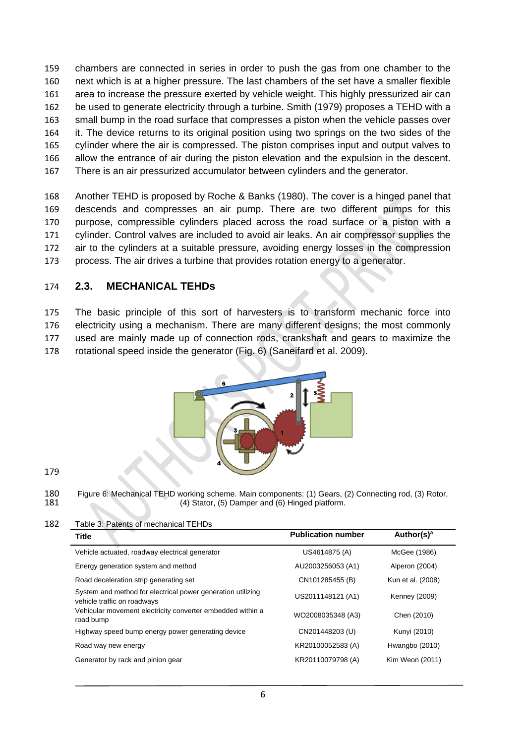chambers are connected in series in order to push the gas from one chamber to the next which is at a higher pressure. The last chambers of the set have a smaller flexible area to increase the pressure exerted by vehicle weight. This highly pressurized air can be used to generate electricity through a turbine. Smith (1979) proposes a TEHD with a small bump in the road surface that compresses a piston when the vehicle passes over it. The device returns to its original position using two springs on the two sides of the cylinder where the air is compressed. The piston comprises input and output valves to allow the entrance of air during the piston elevation and the expulsion in the descent. There is an air pressurized accumulator between cylinders and the generator.

Another TEHD is proposed by Roche & Banks (1980). The cover is a hinged panel that descends and compresses an air pump. There are two different pumps for this purpose, compressible cylinders placed across the road surface or a piston with a cylinder. Control valves are included to avoid air leaks. An air compressor supplies the air to the cylinders at a suitable pressure, avoiding energy losses in the compression process. The air drives a turbine that provides rotation energy to a generator.

## 2.3. MECHANICAL TEHDs

The basic principle of this sort of harvesters is to transform mechanic force into electricity using a mechanism. There are many different designs; the most commonly used are mainly made up of connection rods, crankshaft and gears to maximize the rotational speed inside the generator (Fig. 6) (Saneifard et al. 2009).

Figure 6: Mechanical TEHD working scheme. Main components: (1) Gears, (2) Connecting rod, (3) Rotor, (4) Stator, (5) Damper and (6) Hinged platform.

Table 3: Patents of mechanical TEHDs

| Title | Publication number | Author(s)[a] |
|---|---|---|
| Vehicle actuated, roadway electrical generator | US4614875 (A) | McGee (1986) |
| Energy generation system and method | AU2003256053 (A1) | Alperon (2004) |
| Road deceleration strip generating set | CN101285455 (B) | Kun et al. (2008) |
| System and method for electrical power generation utilizing vehicle traffic on roadways | US2011148121 (A1) | Kenney (2009) |
| Vehicular movement electricity converter embedded within a road bump | WO2008035348 (A3) | Chen (2010) |
| Highway speed bump energy power generating device | CN201448203 (U) | Kunyi (2010) |
| Road way new energy | KR20100052583 (A) | Hwangbo (2010) |
| Generator by rack and pinion gear | KR20110079798 (A) | Kim Weon (2011) |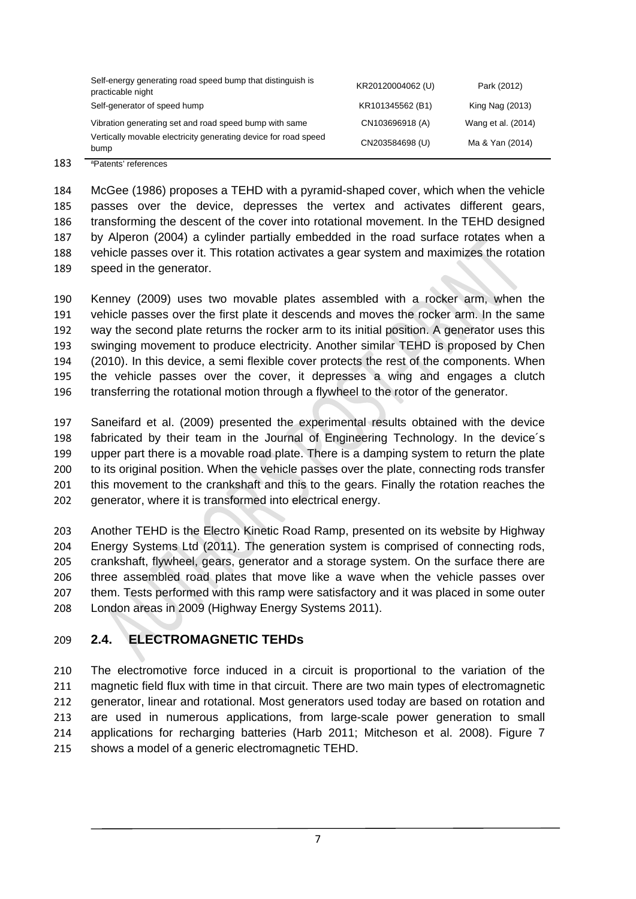| | | |
|---|---|---|
| Self-energy generating road speed bump that distinguish is practicable night | KR20120004062 (U) | Park (2012) |
| Self-generator of speed hump | KR101345562 (B1) | King Nag (2013) |
| Vibration generating set and road speed bump with same | CN103696918 (A) | Wang et al. (2014) |
| Vertically movable electricity generating device for road speed bump | CN203584698 (U) | Ma & Yan (2014) |

[a]Patents' references

McGee (1986) proposes a TEHD with a pyramid-shaped cover, which when the vehicle passes over the device, depresses the vertex and activates different gears, transforming the descent of the cover into rotational movement. In the TEHD designed by Alperon (2004) a cylinder partially embedded in the road surface rotates when a vehicle passes over it. This rotation activates a gear system and maximizes the rotation speed in the generator.

Kenney (2009) uses two movable plates assembled with a rocker arm, when the vehicle passes over the first plate it descends and moves the rocker arm. In the same way the second plate returns the rocker arm to its initial position. A generator uses this swinging movement to produce electricity. Another similar TEHD is proposed by Chen (2010). In this device, a semi flexible cover protects the rest of the components. When the vehicle passes over the cover, it depresses a wing and engages a clutch transferring the rotational motion through a flywheel to the rotor of the generator.

Saneifard et al. (2009) presented the experimental results obtained with the device fabricated by their team in the Journal of Engineering Technology. In the device´s upper part there is a movable road plate. There is a damping system to return the plate to its original position. When the vehicle passes over the plate, connecting rods transfer this movement to the crankshaft and this to the gears. Finally the rotation reaches the generator, where it is transformed into electrical energy.

Another TEHD is the Electro Kinetic Road Ramp, presented on its website by Highway Energy Systems Ltd (2011). The generation system is comprised of connecting rods, crankshaft, flywheel, gears, generator and a storage system. On the surface there are three assembled road plates that move like a wave when the vehicle passes over them. Tests performed with this ramp were satisfactory and it was placed in some outer London areas in 2009 (Highway Energy Systems 2011).

## 2.4. ELECTROMAGNETIC TEHDs

The electromotive force induced in a circuit is proportional to the variation of the magnetic field flux with time in that circuit. There are two main types of electromagnetic generator, linear and rotational. Most generators used today are based on rotation and are used in numerous applications, from large-scale power generation to small applications for recharging batteries (Harb 2011; Mitcheson et al. 2008). Figure 7 shows a model of a generic electromagnetic TEHD.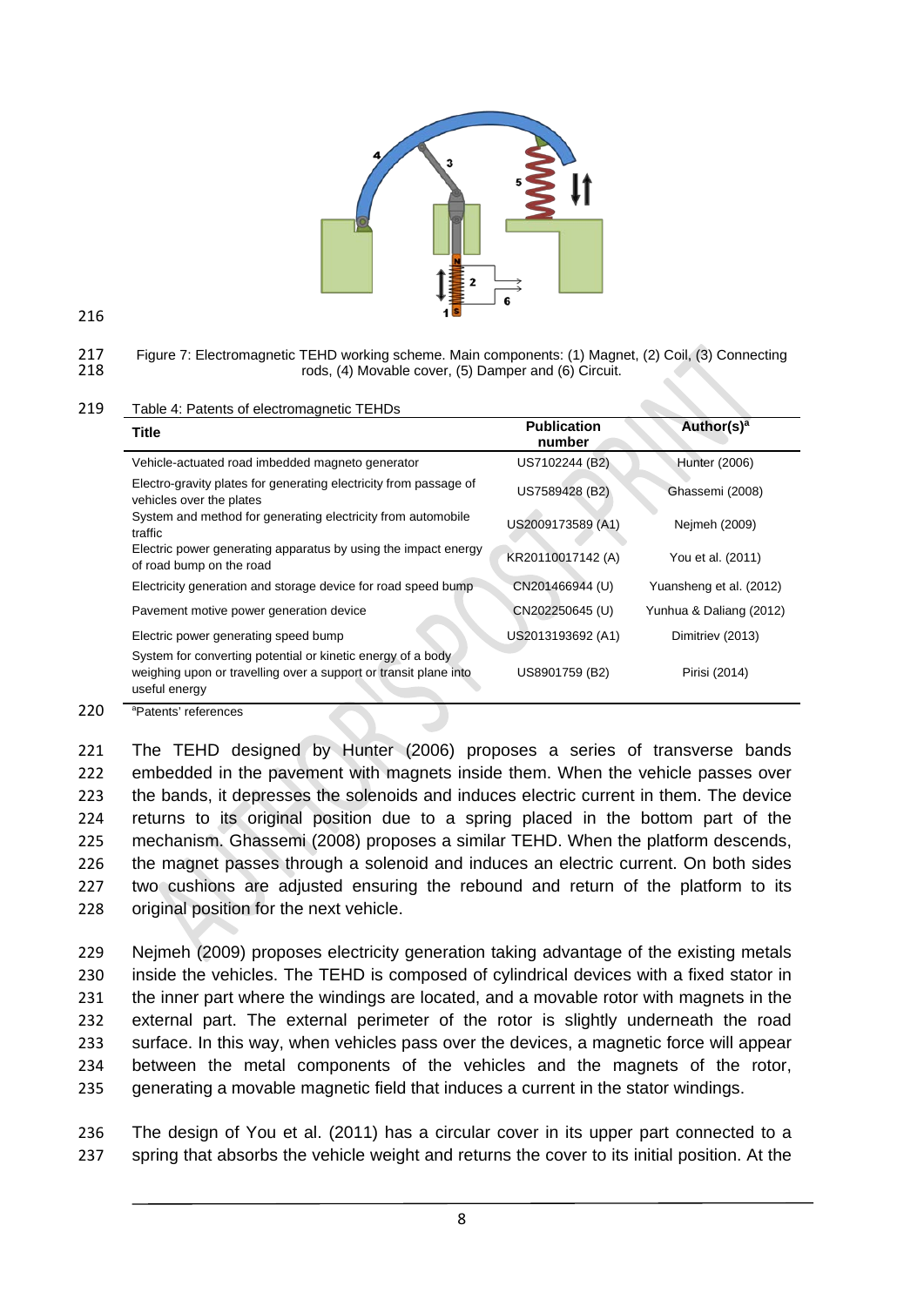Figure 7: Electromagnetic TEHD working scheme. Main components: (1) Magnet, (2) Coil, (3) Connecting rods, (4) Movable cover, (5) Damper and (6) Circuit.

Table 4: Patents of electromagnetic TEHDs

| Title | Publication number | Author(s)[a] |
|---|---|---|
| Vehicle-actuated road imbedded magneto generator | US7102244 (B2) | Hunter (2006) |
| Electro-gravity plates for generating electricity from passage of vehicles over the plates | US7589428 (B2) | Ghassemi (2008) |
| System and method for generating electricity from automobile traffic | US2009173589 (A1) | Nejmeh (2009) |
| Electric power generating apparatus by using the impact energy of road bump on the road | KR20110017142 (A) | You et al. (2011) |
| Electricity generation and storage device for road speed bump | CN201466944 (U) | Yuansheng et al. (2012) |
| Pavement motive power generation device | CN202250645 (U) | Yunhua & Daliang (2012) |
| Electric power generating speed bump | US2013193692 (A1) | Dimitriev (2013) |
| System for converting potential or kinetic energy of a body weighing upon or travelling over a support or transit plane into useful energy | US8901759 (B2) | Pirisi (2014) |

[a]Patents' references

The TEHD designed by Hunter (2006) proposes a series of transverse bands embedded in the pavement with magnets inside them. When the vehicle passes over the bands, it depresses the solenoids and induces electric current in them. The device returns to its original position due to a spring placed in the bottom part of the mechanism. Ghassemi (2008) proposes a similar TEHD. When the platform descends, the magnet passes through a solenoid and induces an electric current. On both sides two cushions are adjusted ensuring the rebound and return of the platform to its original position for the next vehicle.

Nejmeh (2009) proposes electricity generation taking advantage of the existing metals inside the vehicles. The TEHD is composed of cylindrical devices with a fixed stator in the inner part where the windings are located, and a movable rotor with magnets in the external part. The external perimeter of the rotor is slightly underneath the road surface. In this way, when vehicles pass over the devices, a magnetic force will appear between the metal components of the vehicles and the magnets of the rotor, generating a movable magnetic field that induces a current in the stator windings.

The design of You et al. (2011) has a circular cover in its upper part connected to a spring that absorbs the vehicle weight and returns the cover to its initial position. At the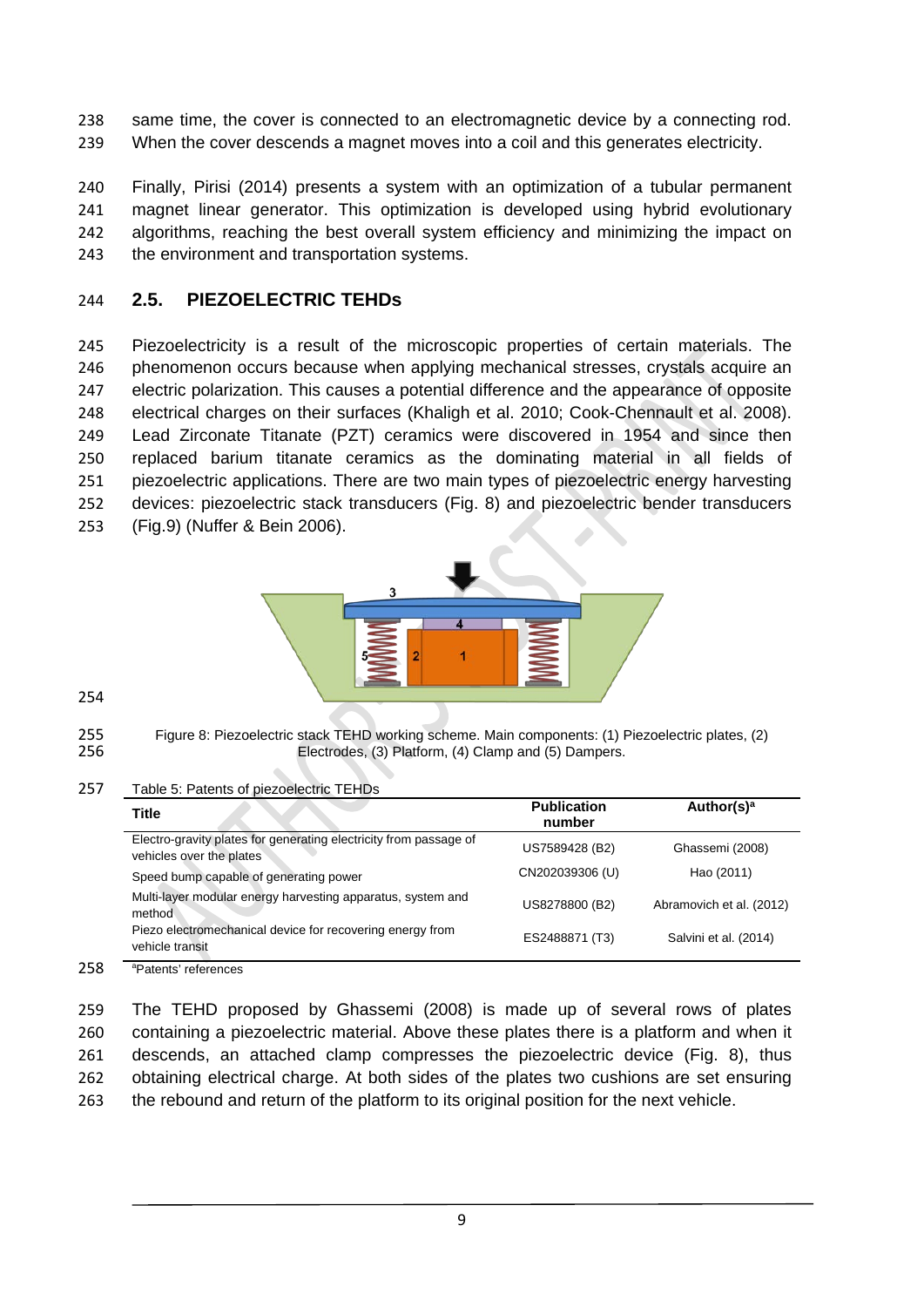same time, the cover is connected to an electromagnetic device by a connecting rod. When the cover descends a magnet moves into a coil and this generates electricity.

Finally, Pirisi (2014) presents a system with an optimization of a tubular permanent magnet linear generator. This optimization is developed using hybrid evolutionary algorithms, reaching the best overall system efficiency and minimizing the impact on the environment and transportation systems.

### 2.5. PIEZOELECTRIC TEHDs

Piezoelectricity is a result of the microscopic properties of certain materials. The phenomenon occurs because when applying mechanical stresses, crystals acquire an electric polarization. This causes a potential difference and the appearance of opposite electrical charges on their surfaces (Khaligh et al. 2010; Cook-Chennault et al. 2008). Lead Zirconate Titanate (PZT) ceramics were discovered in 1954 and since then replaced barium titanate ceramics as the dominating material in all fields of piezoelectric applications. There are two main types of piezoelectric energy harvesting devices: piezoelectric stack transducers (Fig. 8) and piezoelectric bender transducers (Fig.9) (Nuffer & Bein 2006).

Figure 8: Piezoelectric stack TEHD working scheme. Main components: (1) Piezoelectric plates, (2) Electrodes, (3) Platform, (4) Clamp and (5) Dampers.

Table 5: Patents of piezoelectric TEHDs

| Title | Publication number | Author(s)[a] |
|---|---|---|
| Electro-gravity plates for generating electricity from passage of vehicles over the plates | US7589428 (B2) | Ghassemi (2008) |
| Speed bump capable of generating power | CN202039306 (U) | Hao (2011) |
| Multi-layer modular energy harvesting apparatus, system and method | US8278800 (B2) | Abramovich et al. (2012) |
| Piezo electromechanical device for recovering energy from vehicle transit | ES2488871 (T3) | Salvini et al. (2014) |

[a]Patents' references

The TEHD proposed by Ghassemi (2008) is made up of several rows of plates containing a piezoelectric material. Above these plates there is a platform and when it descends, an attached clamp compresses the piezoelectric device (Fig. 8), thus obtaining electrical charge. At both sides of the plates two cushions are set ensuring the rebound and return of the platform to its original position for the next vehicle.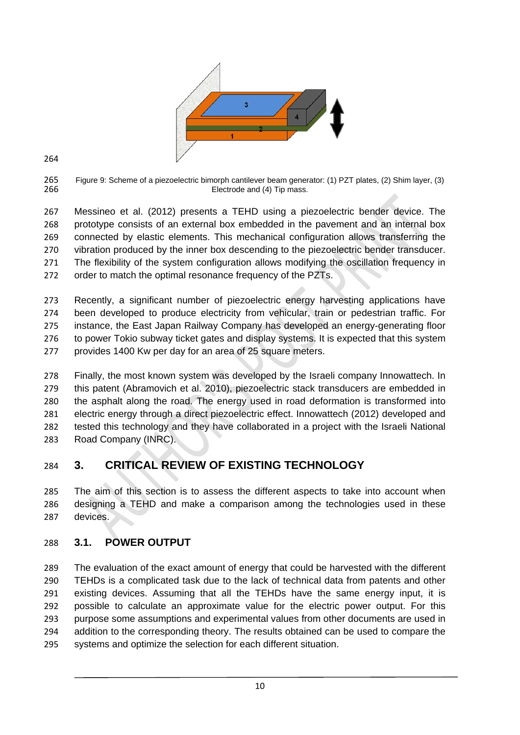Figure 9: Scheme of a piezoelectric bimorph cantilever beam generator: (1) PZT plates, (2) Shim layer, (3) Electrode and (4) Tip mass.

Messineo et al. (2012) presents a TEHD using a piezoelectric bender device. The prototype consists of an external box embedded in the pavement and an internal box connected by elastic elements. This mechanical configuration allows transferring the vibration produced by the inner box descending to the piezoelectric bender transducer. The flexibility of the system configuration allows modifying the oscillation frequency in order to match the optimal resonance frequency of the PZTs.

Recently, a significant number of piezoelectric energy harvesting applications have been developed to produce electricity from vehicular, train or pedestrian traffic. For instance, the East Japan Railway Company has developed an energy-generating floor to power Tokio subway ticket gates and display systems. It is expected that this system provides 1400 Kw per day for an area of 25 square meters.

Finally, the most known system was developed by the Israeli company Innowattech. In this patent (Abramovich et al. 2010), piezoelectric stack transducers are embedded in the asphalt along the road. The energy used in road deformation is transformed into electric energy through a direct piezoelectric effect. Innowattech (2012) developed and tested this technology and they have collaborated in a project with the Israeli National Road Company (INRC).

## 3. CRITICAL REVIEW OF EXISTING TECHNOLOGY

The aim of this section is to assess the different aspects to take into account when designing a TEHD and make a comparison among the technologies used in these devices.

### 3.1. POWER OUTPUT

The evaluation of the exact amount of energy that could be harvested with the different TEHDs is a complicated task due to the lack of technical data from patents and other existing devices. Assuming that all the TEHDs have the same energy input, it is possible to calculate an approximate value for the electric power output. For this purpose some assumptions and experimental values from other documents are used in addition to the corresponding theory. The results obtained can be used to compare the systems and optimize the selection for each different situation.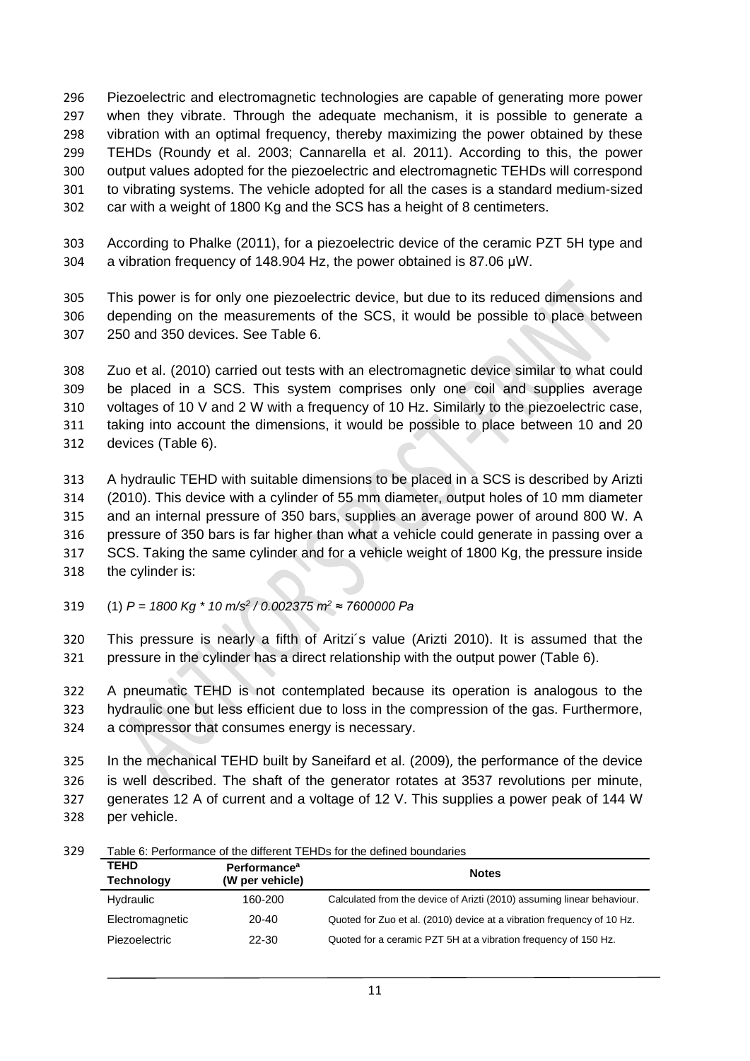Piezoelectric and electromagnetic technologies are capable of generating more power when they vibrate. Through the adequate mechanism, it is possible to generate a vibration with an optimal frequency, thereby maximizing the power obtained by these TEHDs (Roundy et al. 2003; Cannarella et al. 2011). According to this, the power output values adopted for the piezoelectric and electromagnetic TEHDs will correspond to vibrating systems. The vehicle adopted for all the cases is a standard medium-sized car with a weight of 1800 Kg and the SCS has a height of 8 centimeters.

According to Phalke (2011), for a piezoelectric device of the ceramic PZT 5H type and a vibration frequency of 148.904 Hz, the power obtained is 87.06 μW.

This power is for only one piezoelectric device, but due to its reduced dimensions and depending on the measurements of the SCS, it would be possible to place between 250 and 350 devices. See Table 6.

Zuo et al. (2010) carried out tests with an electromagnetic device similar to what could be placed in a SCS. This system comprises only one coil and supplies average voltages of 10 V and 2 W with a frequency of 10 Hz. Similarly to the piezoelectric case, taking into account the dimensions, it would be possible to place between 10 and 20 devices (Table 6).

A hydraulic TEHD with suitable dimensions to be placed in a SCS is described by Arizti (2010). This device with a cylinder of 55 mm diameter, output holes of 10 mm diameter and an internal pressure of 350 bars, supplies an average power of around 800 W. A pressure of 350 bars is far higher than what a vehicle could generate in passing over a SCS. Taking the same cylinder and for a vehicle weight of 1800 Kg, the pressure inside the cylinder is:

(1) $P = 1800\ Kg * 10\ m/s^2 / 0.002375\ m^2 \approx 7600000\ Pa$

This pressure is nearly a fifth of Aritzi´s value (Arizti 2010). It is assumed that the pressure in the cylinder has a direct relationship with the output power (Table 6).

A pneumatic TEHD is not contemplated because its operation is analogous to the hydraulic one but less efficient due to loss in the compression of the gas. Furthermore, a compressor that consumes energy is necessary.

In the mechanical TEHD built by Saneifard et al. (2009), the performance of the device is well described. The shaft of the generator rotates at 3537 revolutions per minute, generates 12 A of current and a voltage of 12 V. This supplies a power peak of 144 W per vehicle.

Table 6: Performance of the different TEHDs for the defined boundaries

| TEHD Technology | Performance[a] (W per vehicle) | Notes |
|---|---|---|
| Hydraulic | 160-200 | Calculated from the device of Arizti (2010) assuming linear behaviour. |
| Electromagnetic | 20-40 | Quoted for Zuo et al. (2010) device at a vibration frequency of 10 Hz. |
| Piezoelectric | 22-30 | Quoted for a ceramic PZT 5H at a vibration frequency of 150 Hz. |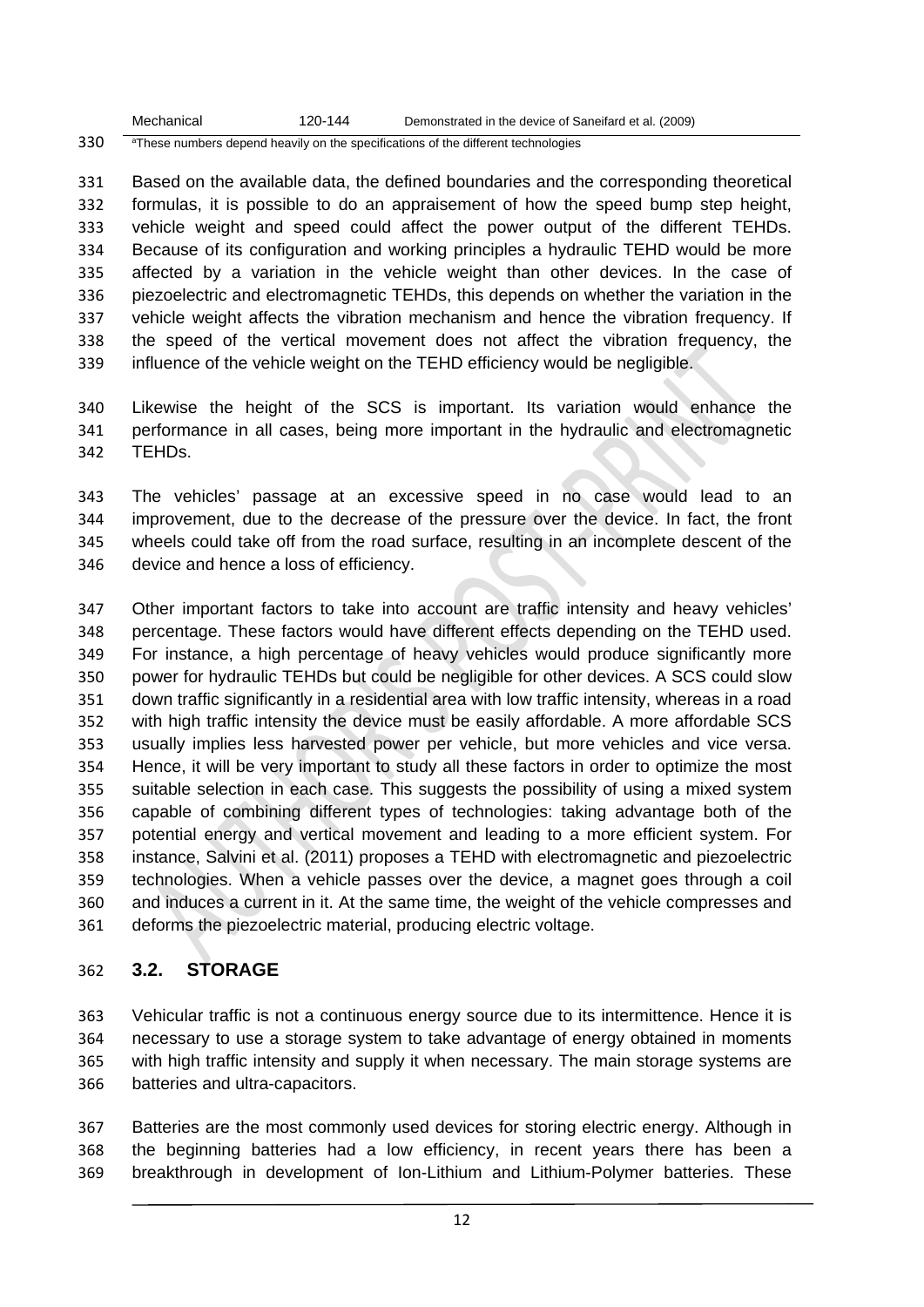| | | |
|---|---|---|
| Mechanical | 120-144 | Demonstrated in the device of Saneifard et al. (2009) |

[a]These numbers depend heavily on the specifications of the different technologies

Based on the available data, the defined boundaries and the corresponding theoretical formulas, it is possible to do an appraisement of how the speed bump step height, vehicle weight and speed could affect the power output of the different TEHDs. Because of its configuration and working principles a hydraulic TEHD would be more affected by a variation in the vehicle weight than other devices. In the case of piezoelectric and electromagnetic TEHDs, this depends on whether the variation in the vehicle weight affects the vibration mechanism and hence the vibration frequency. If the speed of the vertical movement does not affect the vibration frequency, the influence of the vehicle weight on the TEHD efficiency would be negligible.

Likewise the height of the SCS is important. Its variation would enhance the performance in all cases, being more important in the hydraulic and electromagnetic TEHDs.

The vehicles' passage at an excessive speed in no case would lead to an improvement, due to the decrease of the pressure over the device. In fact, the front wheels could take off from the road surface, resulting in an incomplete descent of the device and hence a loss of efficiency.

Other important factors to take into account are traffic intensity and heavy vehicles' percentage. These factors would have different effects depending on the TEHD used. For instance, a high percentage of heavy vehicles would produce significantly more power for hydraulic TEHDs but could be negligible for other devices. A SCS could slow down traffic significantly in a residential area with low traffic intensity, whereas in a road with high traffic intensity the device must be easily affordable. A more affordable SCS usually implies less harvested power per vehicle, but more vehicles and vice versa. Hence, it will be very important to study all these factors in order to optimize the most suitable selection in each case. This suggests the possibility of using a mixed system capable of combining different types of technologies: taking advantage both of the potential energy and vertical movement and leading to a more efficient system. For instance, Salvini et al. (2011) proposes a TEHD with electromagnetic and piezoelectric technologies. When a vehicle passes over the device, a magnet goes through a coil and induces a current in it. At the same time, the weight of the vehicle compresses and deforms the piezoelectric material, producing electric voltage.

## 3.2. STORAGE

Vehicular traffic is not a continuous energy source due to its intermittence. Hence it is necessary to use a storage system to take advantage of energy obtained in moments with high traffic intensity and supply it when necessary. The main storage systems are batteries and ultra-capacitors.

Batteries are the most commonly used devices for storing electric energy. Although in the beginning batteries had a low efficiency, in recent years there has been a breakthrough in development of Ion-Lithium and Lithium-Polymer batteries. These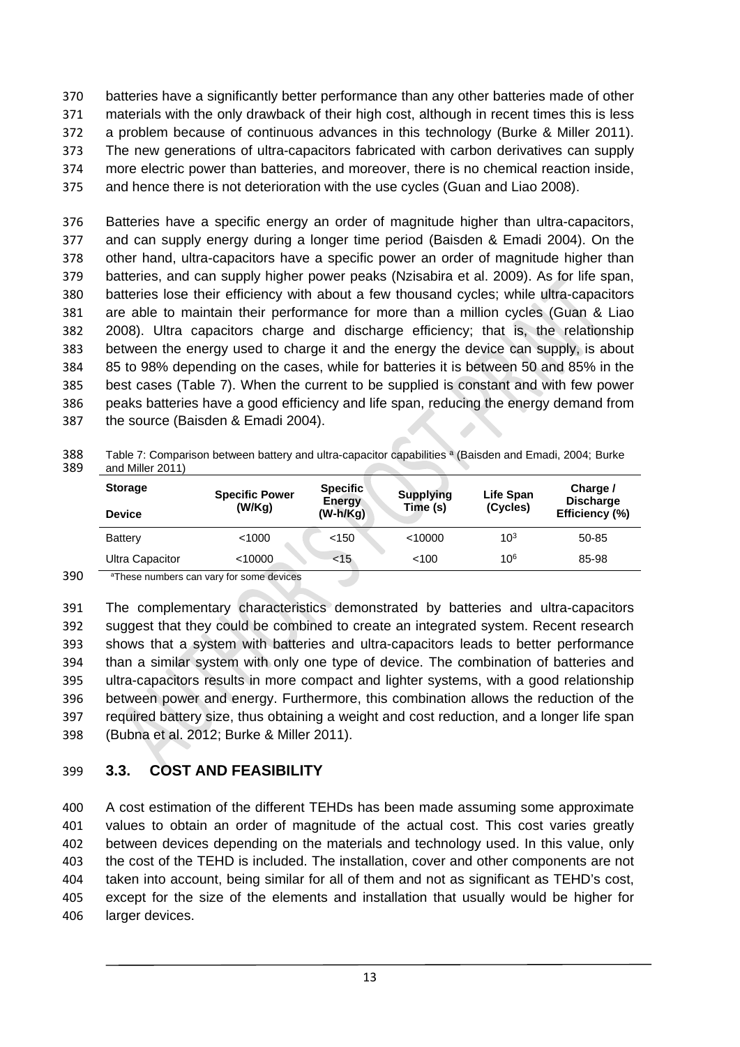batteries have a significantly better performance than any other batteries made of other materials with the only drawback of their high cost, although in recent times this is less a problem because of continuous advances in this technology (Burke & Miller 2011). The new generations of ultra-capacitors fabricated with carbon derivatives can supply more electric power than batteries, and moreover, there is no chemical reaction inside, and hence there is not deterioration with the use cycles (Guan and Liao 2008).

Batteries have a specific energy an order of magnitude higher than ultra-capacitors, and can supply energy during a longer time period (Baisden & Emadi 2004). On the other hand, ultra-capacitors have a specific power an order of magnitude higher than batteries, and can supply higher power peaks (Nzisabira et al. 2009). As for life span, batteries lose their efficiency with about a few thousand cycles; while ultra-capacitors are able to maintain their performance for more than a million cycles (Guan & Liao 2008). Ultra capacitors charge and discharge efficiency; that is, the relationship between the energy used to charge it and the energy the device can supply, is about 85 to 98% depending on the cases, while for batteries it is between 50 and 85% in the best cases (Table 7). When the current to be supplied is constant and with few power peaks batteries have a good efficiency and life span, reducing the energy demand from the source (Baisden & Emadi 2004).

Table 7: Comparison between battery and ultra-capacitor capabilities [a] (Baisden and Emadi, 2004; Burke and Miller 2011)

| Storage Device | Specific Power (W/Kg) | Specific Energy (W-h/Kg) | Supplying Time (s) | Life Span (Cycles) | Charge / Discharge Efficiency (%) |
|---|---|---|---|---|---|
| Battery | <1000 | <150 | <10000 | $10^3$ | 50-85 |
| Ultra Capacitor | <10000 | <15 | <100 | $10^6$ | 85-98 |

[a]These numbers can vary for some devices

The complementary characteristics demonstrated by batteries and ultra-capacitors suggest that they could be combined to create an integrated system. Recent research shows that a system with batteries and ultra-capacitors leads to better performance than a similar system with only one type of device. The combination of batteries and ultra-capacitors results in more compact and lighter systems, with a good relationship between power and energy. Furthermore, this combination allows the reduction of the required battery size, thus obtaining a weight and cost reduction, and a longer life span (Bubna et al. 2012; Burke & Miller 2011).

### 3.3. COST AND FEASIBILITY

A cost estimation of the different TEHDs has been made assuming some approximate values to obtain an order of magnitude of the actual cost. This cost varies greatly between devices depending on the materials and technology used. In this value, only the cost of the TEHD is included. The installation, cover and other components are not taken into account, being similar for all of them and not as significant as TEHD's cost, except for the size of the elements and installation that usually would be higher for larger devices.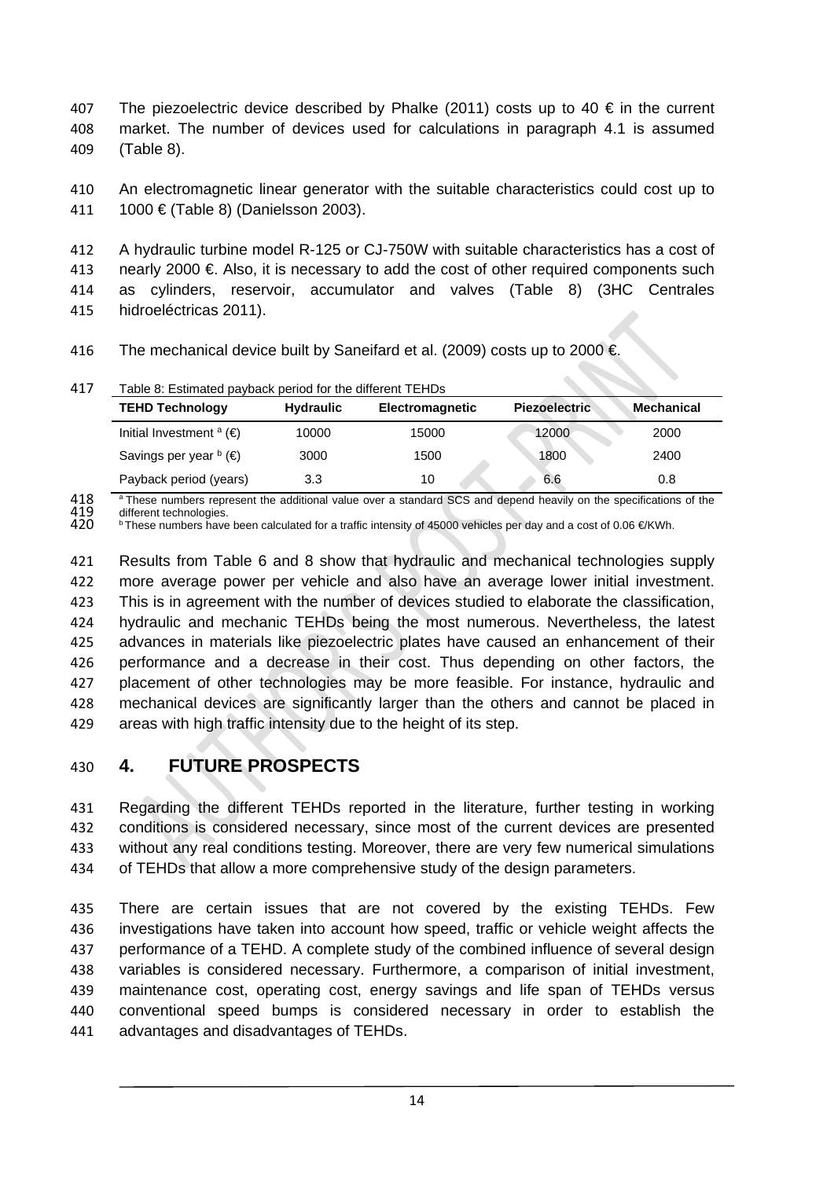The piezoelectric device described by Phalke (2011) costs up to 40 € in the current market. The number of devices used for calculations in paragraph 4.1 is assumed (Table 8).

An electromagnetic linear generator with the suitable characteristics could cost up to 1000 € (Table 8) (Danielsson 2003).

A hydraulic turbine model R-125 or CJ-750W with suitable characteristics has a cost of nearly 2000 €. Also, it is necessary to add the cost of other required components such as cylinders, reservoir, accumulator and valves (Table 8) (3HC Centrales hidroeléctricas 2011).

The mechanical device built by Saneifard et al. (2009) costs up to 2000 €.

Table 8: Estimated payback period for the different TEHDs

| TEHD Technology | Hydraulic | Electromagnetic | Piezoelectric | Mechanical |
|---|---|---|---|---|
| Initial Investment [a] (€) | 10000 | 15000 | 12000 | 2000 |
| Savings per year [b] (€) | 3000 | 1500 | 1800 | 2400 |
| Payback period (years) | 3.3 | 10 | 6.6 | 0.8 |

[a] These numbers represent the additional value over a standard SCS and depend heavily on the specifications of the different technologies.
[b] These numbers have been calculated for a traffic intensity of 45000 vehicles per day and a cost of 0.06 €/KWh.

Results from Table 6 and 8 show that hydraulic and mechanical technologies supply more average power per vehicle and also have an average lower initial investment. This is in agreement with the number of devices studied to elaborate the classification, hydraulic and mechanic TEHDs being the most numerous. Nevertheless, the latest advances in materials like piezoelectric plates have caused an enhancement of their performance and a decrease in their cost. Thus depending on other factors, the placement of other technologies may be more feasible. For instance, hydraulic and mechanical devices are significantly larger than the others and cannot be placed in areas with high traffic intensity due to the height of its step.

## 4. FUTURE PROSPECTS

Regarding the different TEHDs reported in the literature, further testing in working conditions is considered necessary, since most of the current devices are presented without any real conditions testing. Moreover, there are very few numerical simulations of TEHDs that allow a more comprehensive study of the design parameters.

There are certain issues that are not covered by the existing TEHDs. Few investigations have taken into account how speed, traffic or vehicle weight affects the performance of a TEHD. A complete study of the combined influence of several design variables is considered necessary. Furthermore, a comparison of initial investment, maintenance cost, operating cost, energy savings and life span of TEHDs versus conventional speed bumps is considered necessary in order to establish the advantages and disadvantages of TEHDs.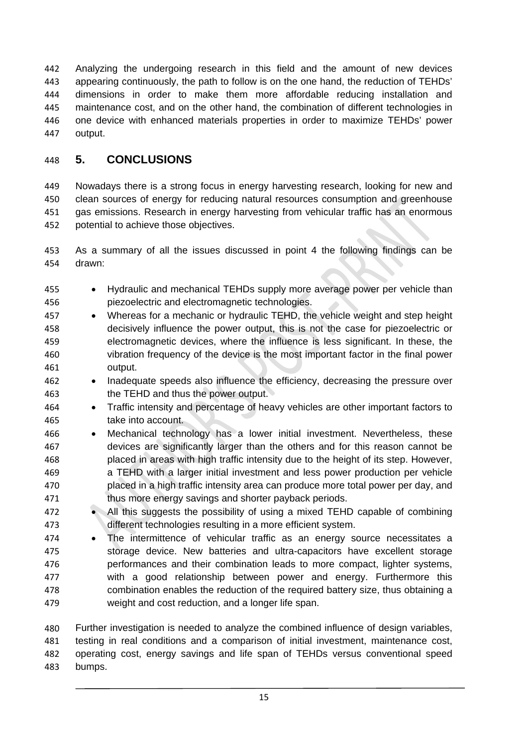Analyzing the undergoing research in this field and the amount of new devices appearing continuously, the path to follow is on the one hand, the reduction of TEHDs' dimensions in order to make them more affordable reducing installation and maintenance cost, and on the other hand, the combination of different technologies in one device with enhanced materials properties in order to maximize TEHDs' power output.

## 5. CONCLUSIONS

Nowadays there is a strong focus in energy harvesting research, looking for new and clean sources of energy for reducing natural resources consumption and greenhouse gas emissions. Research in energy harvesting from vehicular traffic has an enormous potential to achieve those objectives.

As a summary of all the issues discussed in point 4 the following findings can be drawn:

- Hydraulic and mechanical TEHDs supply more average power per vehicle than piezoelectric and electromagnetic technologies.
- Whereas for a mechanic or hydraulic TEHD, the vehicle weight and step height decisively influence the power output, this is not the case for piezoelectric or electromagnetic devices, where the influence is less significant. In these, the vibration frequency of the device is the most important factor in the final power output.
- Inadequate speeds also influence the efficiency, decreasing the pressure over the TEHD and thus the power output.
- Traffic intensity and percentage of heavy vehicles are other important factors to take into account.
- Mechanical technology has a lower initial investment. Nevertheless, these devices are significantly larger than the others and for this reason cannot be placed in areas with high traffic intensity due to the height of its step. However, a TEHD with a larger initial investment and less power production per vehicle placed in a high traffic intensity area can produce more total power per day, and thus more energy savings and shorter payback periods.
- All this suggests the possibility of using a mixed TEHD capable of combining different technologies resulting in a more efficient system.
- The intermittence of vehicular traffic as an energy source necessitates a storage device. New batteries and ultra-capacitors have excellent storage performances and their combination leads to more compact, lighter systems, with a good relationship between power and energy. Furthermore this combination enables the reduction of the required battery size, thus obtaining a weight and cost reduction, and a longer life span.

Further investigation is needed to analyze the combined influence of design variables, testing in real conditions and a comparison of initial investment, maintenance cost, operating cost, energy savings and life span of TEHDs versus conventional speed bumps.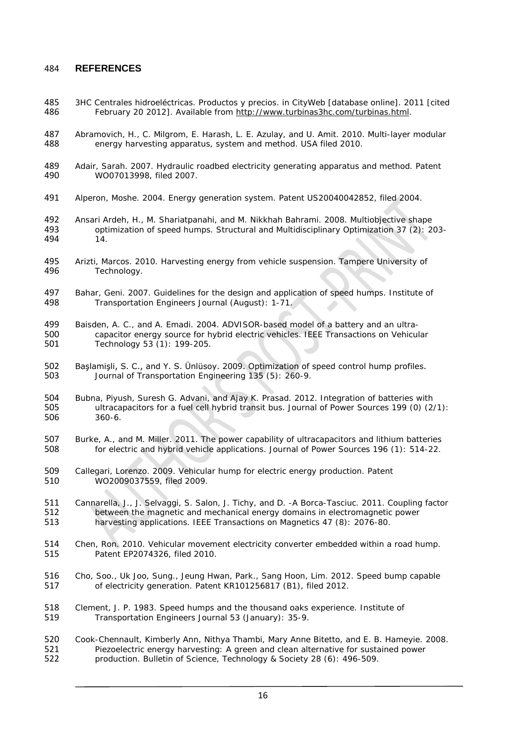## REFERENCES

3HC Centrales hidroeléctricas. Productos y precios. in CityWeb [database online]. 2011 [cited February 20 2012]. Available from http://www.turbinas3hc.com/turbinas.html.

Abramovich, H., C. Milgrom, E. Harash, L. E. Azulay, and U. Amit. 2010. Multi-layer modular energy harvesting apparatus, system and method. USA filed 2010.

Adair, Sarah. 2007. Hydraulic roadbed electricity generating apparatus and method. Patent WO07013998, filed 2007.

Alperon, Moshe. 2004. Energy generation system. Patent US20040042852, filed 2004.

Ansari Ardeh, H., M. Shariatpanahi, and M. Nikkhah Bahrami. 2008. Multiobjective shape optimization of speed humps. Structural and Multidisciplinary Optimization 37 (2): 203-14.

Arizti, Marcos. 2010. Harvesting energy from vehicle suspension. Tampere University of Technology.

Bahar, Geni. 2007. Guidelines for the design and application of speed humps. Institute of Transportation Engineers Journal (August): 1-71.

Baisden, A. C., and A. Emadi. 2004. ADVISOR-based model of a battery and an ultra-capacitor energy source for hybrid electric vehicles. IEEE Transactions on Vehicular Technology 53 (1): 199-205.

Başlamişli, S. C., and Y. S. Ünlüsoy. 2009. Optimization of speed control hump profiles. Journal of Transportation Engineering 135 (5): 260-9.

Bubna, Piyush, Suresh G. Advani, and Ajay K. Prasad. 2012. Integration of batteries with ultracapacitors for a fuel cell hybrid transit bus. Journal of Power Sources 199 (0) (2/1): 360-6.

Burke, A., and M. Miller. 2011. The power capability of ultracapacitors and lithium batteries for electric and hybrid vehicle applications. Journal of Power Sources 196 (1): 514-22.

Callegari, Lorenzo. 2009. Vehicular hump for electric energy production. Patent WO2009037559, filed 2009.

Cannarella, J., J. Selvaggi, S. Salon, J. Tichy, and D. -A Borca-Tasciuc. 2011. Coupling factor between the magnetic and mechanical energy domains in electromagnetic power harvesting applications. IEEE Transactions on Magnetics 47 (8): 2076-80.

Chen, Ron. 2010. Vehicular movement electricity converter embedded within a road hump. Patent EP2074326, filed 2010.

Cho, Soo., Uk Joo, Sung., Jeung Hwan, Park., Sang Hoon, Lim. 2012. Speed bump capable of electricity generation. Patent KR101256817 (B1), filed 2012.

Clement, J. P. 1983. Speed humps and the thousand oaks experience. Institute of Transportation Engineers Journal 53 (January): 35-9.

Cook-Chennault, Kimberly Ann, Nithya Thambi, Mary Anne Bitetto, and E. B. Hameyie. 2008. Piezoelectric energy harvesting: A green and clean alternative for sustained power production. Bulletin of Science, Technology & Society 28 (6): 496-509.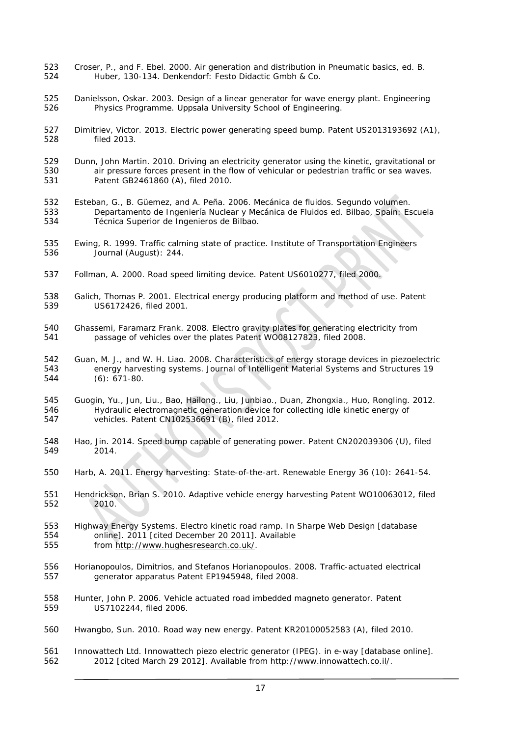Croser, P., and F. Ebel. 2000. Air generation and distribution in Pneumatic basics, ed. B. Huber, 130-134. Denkendorf: Festo Didactic Gmbh & Co.

Danielsson, Oskar. 2003. Design of a linear generator for wave energy plant. Engineering Physics Programme. Uppsala University School of Engineering.

Dimitriev, Victor. 2013. Electric power generating speed bump. Patent US2013193692 (A1), filed 2013.

Dunn, John Martin. 2010. Driving an electricity generator using the kinetic, gravitational or air pressure forces present in the flow of vehicular or pedestrian traffic or sea waves. Patent GB2461860 (A), filed 2010.

Esteban, G., B. Güemez, and A. Peña. 2006. Mecánica de fluidos. Segundo volumen. Departamento de Ingeniería Nuclear y Mecánica de Fluidos ed. Bilbao, Spain: Escuela Técnica Superior de Ingenieros de Bilbao.

Ewing, R. 1999. Traffic calming state of practice. Institute of Transportation Engineers Journal (August): 244.

Follman, A. 2000. Road speed limiting device. Patent US6010277, filed 2000.

Galich, Thomas P. 2001. Electrical energy producing platform and method of use. Patent US6172426, filed 2001.

Ghassemi, Faramarz Frank. 2008. Electro gravity plates for generating electricity from passage of vehicles over the plates Patent WO08127823, filed 2008.

Guan, M. J., and W. H. Liao. 2008. Characteristics of energy storage devices in piezoelectric energy harvesting systems. Journal of Intelligent Material Systems and Structures 19 (6): 671-80.

Guogin, Yu., Jun, Liu., Bao, Hailong., Liu, Junbiao., Duan, Zhongxia., Huo, Rongling. 2012. Hydraulic electromagnetic generation device for collecting idle kinetic energy of vehicles. Patent CN102536691 (B), filed 2012.

Hao, Jin. 2014. Speed bump capable of generating power. Patent CN202039306 (U), filed 2014.

Harb, A. 2011. Energy harvesting: State-of-the-art. Renewable Energy 36 (10): 2641-54.

Hendrickson, Brian S. 2010. Adaptive vehicle energy harvesting Patent WO10063012, filed 2010.

Highway Energy Systems. Electro kinetic road ramp. In Sharpe Web Design [database online]. 2011 [cited December 20 2011]. Available from http://www.hughesresearch.co.uk/.

Horianopoulos, Dimitrios, and Stefanos Horianopoulos. 2008. Traffic-actuated electrical generator apparatus Patent EP1945948, filed 2008.

Hunter, John P. 2006. Vehicle actuated road imbedded magneto generator. Patent US7102244, filed 2006.

Hwangbo, Sun. 2010. Road way new energy. Patent KR20100052583 (A), filed 2010.

Innowattech Ltd. Innowattech piezo electric generator (IPEG). in e-way [database online]. 2012 [cited March 29 2012]. Available from http://www.innowattech.co.il/.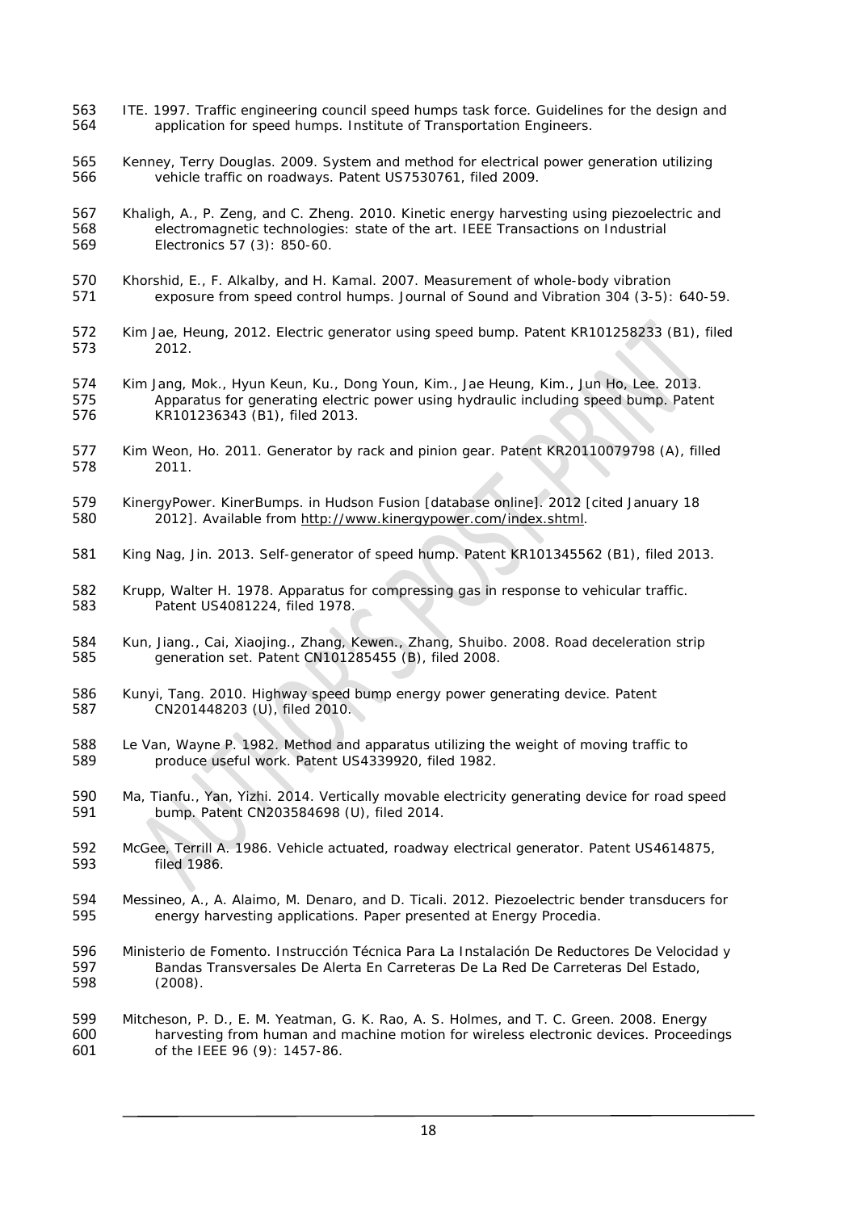ITE. 1997. Traffic engineering council speed humps task force. Guidelines for the design and application for speed humps. Institute of Transportation Engineers.

Kenney, Terry Douglas. 2009. System and method for electrical power generation utilizing vehicle traffic on roadways. Patent US7530761, filed 2009.

Khaligh, A., P. Zeng, and C. Zheng. 2010. Kinetic energy harvesting using piezoelectric and electromagnetic technologies: state of the art. IEEE Transactions on Industrial Electronics 57 (3): 850-60.

Khorshid, E., F. Alkalby, and H. Kamal. 2007. Measurement of whole-body vibration exposure from speed control humps. Journal of Sound and Vibration 304 (3-5): 640-59.

Kim Jae, Heung, 2012. Electric generator using speed bump. Patent KR101258233 (B1), filed 2012.

Kim Jang, Mok., Hyun Keun, Ku., Dong Youn, Kim., Jae Heung, Kim., Jun Ho, Lee. 2013. Apparatus for generating electric power using hydraulic including speed bump. Patent KR101236343 (B1), filed 2013.

Kim Weon, Ho. 2011. Generator by rack and pinion gear. Patent KR20110079798 (A), filled 2011.

KinergyPower. KinerBumps. in Hudson Fusion [database online]. 2012 [cited January 18 2012]. Available from http://www.kinergypower.com/index.shtml.

King Nag, Jin. 2013. Self-generator of speed hump. Patent KR101345562 (B1), filed 2013.

Krupp, Walter H. 1978. Apparatus for compressing gas in response to vehicular traffic. Patent US4081224, filed 1978.

Kun, Jiang., Cai, Xiaojing., Zhang, Kewen., Zhang, Shuibo. 2008. Road deceleration strip generation set. Patent CN101285455 (B), filed 2008.

Kunyi, Tang. 2010. Highway speed bump energy power generating device. Patent CN201448203 (U), filed 2010.

Le Van, Wayne P. 1982. Method and apparatus utilizing the weight of moving traffic to produce useful work. Patent US4339920, filed 1982.

Ma, Tianfu., Yan, Yizhi. 2014. Vertically movable electricity generating device for road speed bump. Patent CN203584698 (U), filed 2014.

McGee, Terrill A. 1986. Vehicle actuated, roadway electrical generator. Patent US4614875, filed 1986.

Messineo, A., A. Alaimo, M. Denaro, and D. Ticali. 2012. Piezoelectric bender transducers for energy harvesting applications. Paper presented at Energy Procedia.

Ministerio de Fomento. Instrucción Técnica Para La Instalación De Reductores De Velocidad y Bandas Transversales De Alerta En Carreteras De La Red De Carreteras Del Estado, (2008).

Mitcheson, P. D., E. M. Yeatman, G. K. Rao, A. S. Holmes, and T. C. Green. 2008. Energy harvesting from human and machine motion for wireless electronic devices. Proceedings of the IEEE 96 (9): 1457-86.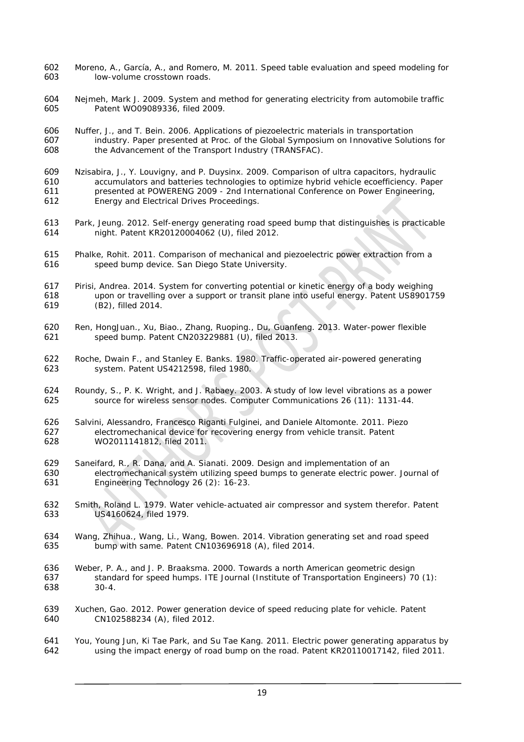Moreno, A., García, A., and Romero, M. 2011. Speed table evaluation and speed modeling for low-volume crosstown roads.

Nejmeh, Mark J. 2009. System and method for generating electricity from automobile traffic Patent WO09089336, filed 2009.

Nuffer, J., and T. Bein. 2006. Applications of piezoelectric materials in transportation industry. Paper presented at Proc. of the Global Symposium on Innovative Solutions for the Advancement of the Transport Industry (TRANSFAC).

Nzisabira, J., Y. Louvigny, and P. Duysinx. 2009. Comparison of ultra capacitors, hydraulic accumulators and batteries technologies to optimize hybrid vehicle ecoefficiency. Paper presented at POWERENG 2009 - 2nd International Conference on Power Engineering, Energy and Electrical Drives Proceedings.

Park, Jeung. 2012. Self-energy generating road speed bump that distinguishes is practicable night. Patent KR20120004062 (U), filed 2012.

Phalke, Rohit. 2011. Comparison of mechanical and piezoelectric power extraction from a speed bump device. San Diego State University.

Pirisi, Andrea. 2014. System for converting potential or kinetic energy of a body weighing upon or travelling over a support or transit plane into useful energy. Patent US8901759 (B2), filled 2014.

Ren, HongJuan., Xu, Biao., Zhang, Ruoping., Du, Guanfeng. 2013. Water-power flexible speed bump. Patent CN203229881 (U), filed 2013.

Roche, Dwain F., and Stanley E. Banks. 1980. Traffic-operated air-powered generating system. Patent US4212598, filed 1980.

Roundy, S., P. K. Wright, and J. Rabaey. 2003. A study of low level vibrations as a power source for wireless sensor nodes. Computer Communications 26 (11): 1131-44.

Salvini, Alessandro, Francesco Riganti Fulginei, and Daniele Altomonte. 2011. Piezo electromechanical device for recovering energy from vehicle transit. Patent WO2011141812, filed 2011.

Saneifard, R., R. Dana, and A. Sianati. 2009. Design and implementation of an electromechanical system utilizing speed bumps to generate electric power. Journal of Engineering Technology 26 (2): 16-23.

Smith, Roland L. 1979. Water vehicle-actuated air compressor and system therefor. Patent US4160624, filed 1979.

Wang, Zhihua., Wang, Li., Wang, Bowen. 2014. Vibration generating set and road speed bump with same. Patent CN103696918 (A), filed 2014.

Weber, P. A., and J. P. Braaksma. 2000. Towards a north American geometric design standard for speed humps. ITE Journal (Institute of Transportation Engineers) 70 (1): 30-4.

Xuchen, Gao. 2012. Power generation device of speed reducing plate for vehicle. Patent CN102588234 (A), filed 2012.

You, Young Jun, Ki Tae Park, and Su Tae Kang. 2011. Electric power generating apparatus by using the impact energy of road bump on the road. Patent KR20110017142, filed 2011.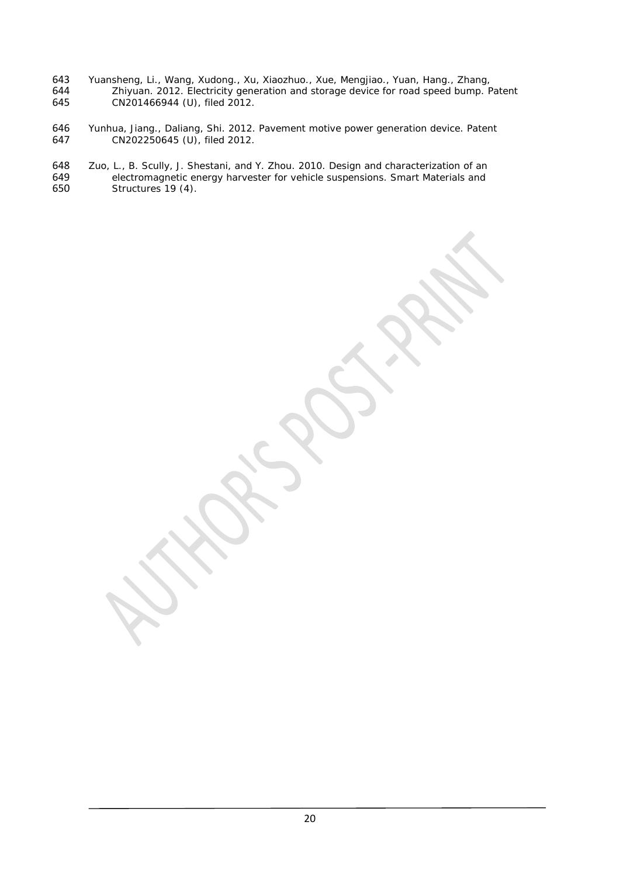Yuansheng, Li., Wang, Xudong., Xu, Xiaozhuo., Xue, Mengjiao., Yuan, Hang., Zhang, Zhiyuan. 2012. Electricity generation and storage device for road speed bump. Patent CN201466944 (U), filed 2012.

Yunhua, Jiang., Daliang, Shi. 2012. Pavement motive power generation device. Patent CN202250645 (U), filed 2012.

Zuo, L., B. Scully, J. Shestani, and Y. Zhou. 2010. Design and characterization of an electromagnetic energy harvester for vehicle suspensions. Smart Materials and Structures 19 (4).